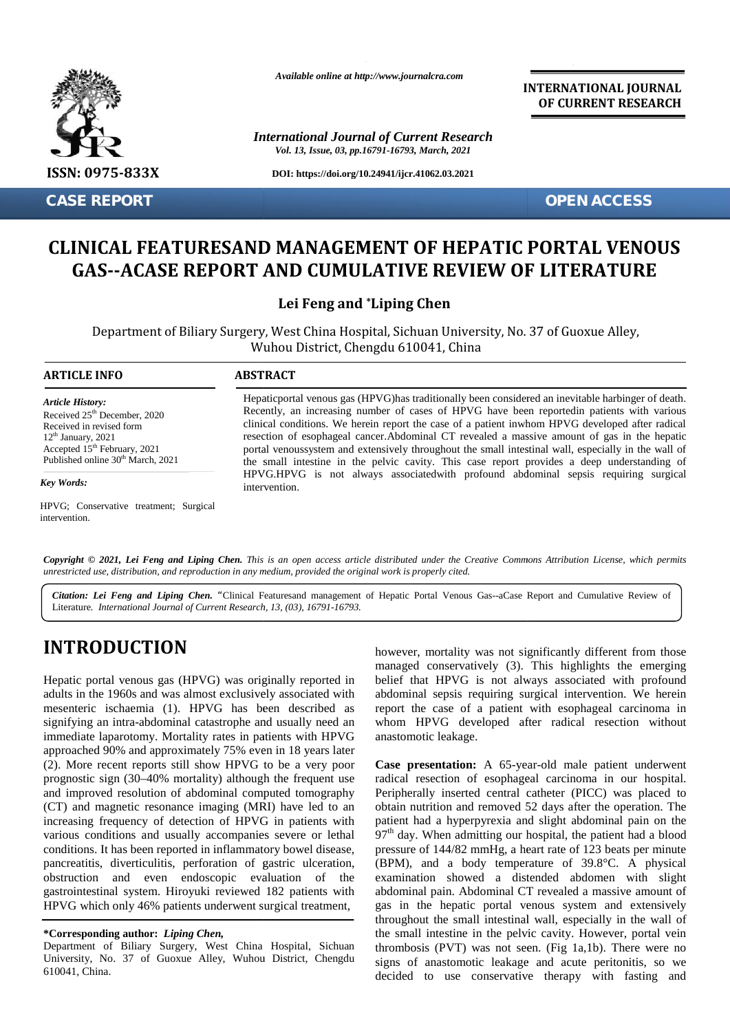Available online at http://www.journalcra.com

International Journal of Current Research

DOI: https://doi.org/10.24941/ijcr.41062.03.2021

INTERNATIONAL JOURNAL OF CURRENT RESEARCH

ISSN: 0975-833X

CASE REPORT

OPEN ACCESS

# CLINICAL FEATURESAND MANAGEMENT OF HEPATIC PORTAL VENOUS GAS--ACASE REPORT AND CUMULATIVE REVIEW OF LITERATURE

**Lei Feng and \*Liping Chen**

Department of Biliary Surgery, West China Hospital, Sichuan University, No. 37 of Guoxue Alley, Wuhou District, Chengdu 610041, China

### ARTICLE INFO

*Article History:*
Received 25th December, 2020
Received in revised form
12th January, 2021
Accepted 15th February, 2021
Published online 30th March, 2021

*Key Words:*

HPVG; Conservative treatment; Surgical intervention.

### ABSTRACT

Hepaticportal venous gas (HPVG)has traditionally been considered an inevitable harbinger of death. Recently, an increasing number of cases of HPVG have been reportedin patients with various clinical conditions. We herein report the case of a patient inwhom HPVG developed after radical resection of esophageal cancer.Abdominal CT revealed a massive amount of gas in the hepatic portal venoussystem and extensively throughout the small intestinal wall, especially in the wall of the small intestine in the pelvic cavity. This case report provides a deep understanding of HPVG.HPVG is not always associatedwith profound abdominal sepsis requiring surgical intervention.

***Copyright © 2021, Lei Feng and Liping Chen.*** *This is an open access article distributed under the Creative Commons Attribution License, which permits unrestricted use, distribution, and reproduction in any medium, provided the original work is properly cited.*

***Citation: Lei Feng and Liping Chen.*** "Clinical Featuresand management of Hepatic Portal Venous Gas--aCase Report and Cumulative Review of Literature. *International Journal of Current Research, 13, (03), 16791-16793.*

# INTRODUCTION

Hepatic portal venous gas (HPVG) was originally reported in adults in the 1960s and was almost exclusively associated with mesenteric ischaemia (1). HPVG has been described as signifying an intra-abdominal catastrophe and usually need an immediate laparotomy. Mortality rates in patients with HPVG approached 90% and approximately 75% even in 18 years later (2). More recent reports still show HPVG to be a very poor prognostic sign (30–40% mortality) although the frequent use and improved resolution of abdominal computed tomography (CT) and magnetic resonance imaging (MRI) have led to an increasing frequency of detection of HPVG in patients with various conditions and usually accompanies severe or lethal conditions. It has been reported in inflammatory bowel disease, pancreatitis, diverticulitis, perforation of gastric ulceration, obstruction and even endoscopic evaluation of the gastrointestinal system. Hiroyuki reviewed 182 patients with HPVG which only 46% patients underwent surgical treatment, however, mortality was not significantly different from those managed conservatively (3). This highlights the emerging belief that HPVG is not always associated with profound abdominal sepsis requiring surgical intervention. We herein report the case of a patient with esophageal carcinoma in whom HPVG developed after radical resection without anastomotic leakage.

**Case presentation:** A 65-year-old male patient underwent radical resection of esophageal carcinoma in our hospital. Peripherally inserted central catheter (PICC) was placed to obtain nutrition and removed 52 days after the operation. The patient had a hyperpyrexia and slight abdominal pain on the 97th day. When admitting our hospital, the patient had a blood pressure of 144/82 mmHg, a heart rate of 123 beats per minute (BPM), and a body temperature of 39.8°C. A physical examination showed a distended abdomen with slight abdominal pain. Abdominal CT revealed a massive amount of gas in the hepatic portal venous system and extensively throughout the small intestinal wall, especially in the wall of the small intestine in the pelvic cavity. However, portal vein thrombosis (PVT) was not seen. (Fig 1a,1b). There were no signs of anastomotic leakage and acute peritonitis, so we decided to use conservative therapy with fasting and

**\*Corresponding author:** ***Liping Chen,***
Department of Biliary Surgery, West China Hospital, Sichuan University, No. 37 of Guoxue Alley, Wuhou District, Chengdu 610041, China.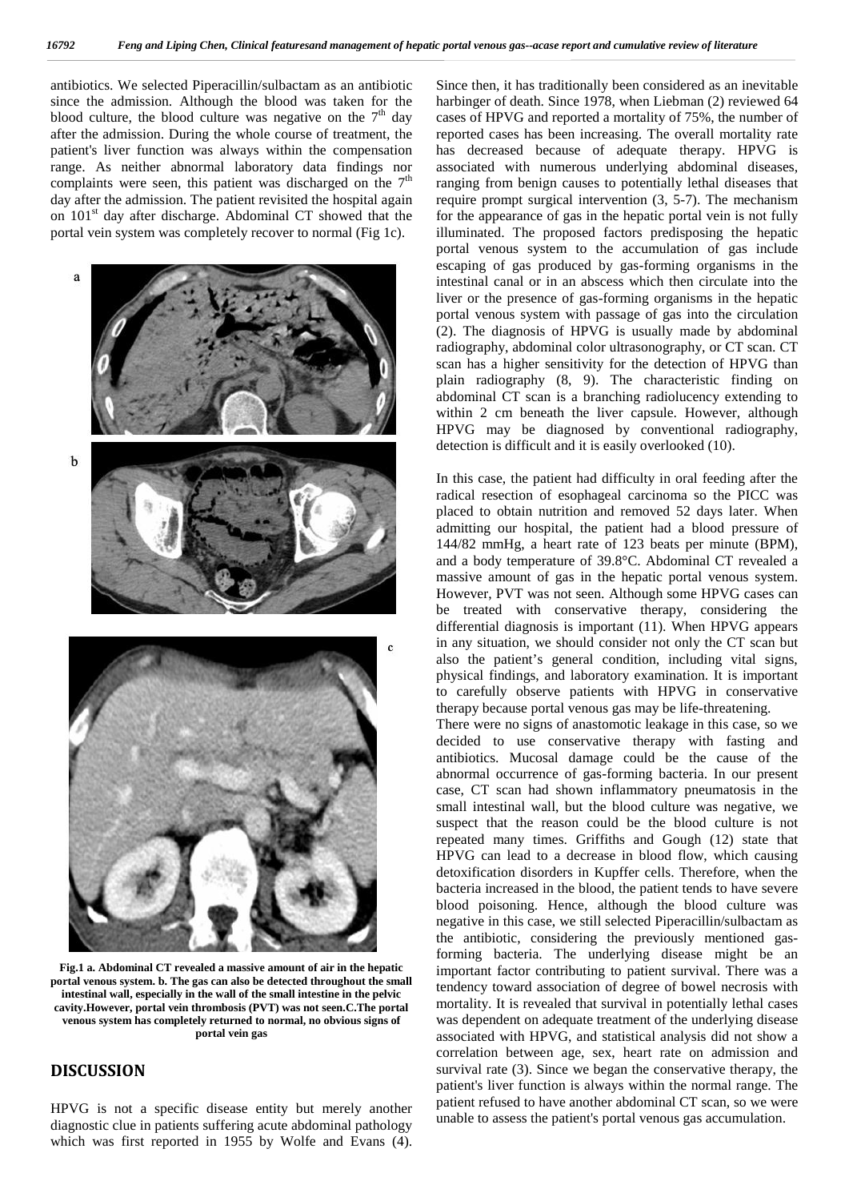antibiotics. We selected Piperacillin/sulbactam as an antibiotic since the admission. Although the blood was taken for the blood culture, the blood culture was negative on the 7th day after the admission. During the whole course of treatment, the patient's liver function was always within the compensation range. As neither abnormal laboratory data findings nor complaints were seen, this patient was discharged on the 7th day after the admission. The patient revisited the hospital again on 101st day after discharge. Abdominal CT showed that the portal vein system was completely recover to normal (Fig 1c).

**Fig.1 a. Abdominal CT revealed a massive amount of air in the hepatic portal venous system. b. The gas can also be detected throughout the small intestinal wall, especially in the wall of the small intestine in the pelvic cavity.However, portal vein thrombosis (PVT) was not seen.C.The portal venous system has completely returned to normal, no obvious signs of portal vein gas**

## DISCUSSION

HPVG is not a specific disease entity but merely another diagnostic clue in patients suffering acute abdominal pathology which was first reported in 1955 by Wolfe and Evans (4). Since then, it has traditionally been considered as an inevitable harbinger of death. Since 1978, when Liebman (2) reviewed 64 cases of HPVG and reported a mortality of 75%, the number of reported cases has been increasing. The overall mortality rate has decreased because of adequate therapy. HPVG is associated with numerous underlying abdominal diseases, ranging from benign causes to potentially lethal diseases that require prompt surgical intervention (3, 5-7). The mechanism for the appearance of gas in the hepatic portal vein is not fully illuminated. The proposed factors predisposing the hepatic portal venous system to the accumulation of gas include escaping of gas produced by gas-forming organisms in the intestinal canal or in an abscess which then circulate into the liver or the presence of gas-forming organisms in the hepatic portal venous system with passage of gas into the circulation (2). The diagnosis of HPVG is usually made by abdominal radiography, abdominal color ultrasonography, or CT scan. CT scan has a higher sensitivity for the detection of HPVG than plain radiography (8, 9). The characteristic finding on abdominal CT scan is a branching radiolucency extending to within 2 cm beneath the liver capsule. However, although HPVG may be diagnosed by conventional radiography, detection is difficult and it is easily overlooked (10).

In this case, the patient had difficulty in oral feeding after the radical resection of esophageal carcinoma so the PICC was placed to obtain nutrition and removed 52 days later. When admitting our hospital, the patient had a blood pressure of 144/82 mmHg, a heart rate of 123 beats per minute (BPM), and a body temperature of 39.8°C. Abdominal CT revealed a massive amount of gas in the hepatic portal venous system. However, PVT was not seen. Although some HPVG cases can be treated with conservative therapy, considering the differential diagnosis is important (11). When HPVG appears in any situation, we should consider not only the CT scan but also the patient's general condition, including vital signs, physical findings, and laboratory examination. It is important to carefully observe patients with HPVG in conservative therapy because portal venous gas may be life-threatening.

There were no signs of anastomotic leakage in this case, so we decided to use conservative therapy with fasting and antibiotics. Mucosal damage could be the cause of the abnormal occurrence of gas-forming bacteria. In our present case, CT scan had shown inflammatory pneumatosis in the small intestinal wall, but the blood culture was negative, we suspect that the reason could be the blood culture is not repeated many times. Griffiths and Gough (12) state that HPVG can lead to a decrease in blood flow, which causing detoxification disorders in Kupffer cells. Therefore, when the bacteria increased in the blood, the patient tends to have severe blood poisoning. Hence, although the blood culture was negative in this case, we still selected Piperacillin/sulbactam as the antibiotic, considering the previously mentioned gas-forming bacteria. The underlying disease might be an important factor contributing to patient survival. There was a tendency toward association of degree of bowel necrosis with mortality. It is revealed that survival in potentially lethal cases was dependent on adequate treatment of the underlying disease associated with HPVG, and statistical analysis did not show a correlation between age, sex, heart rate on admission and survival rate (3). Since we began the conservative therapy, the patient's liver function is always within the normal range. The patient refused to have another abdominal CT scan, so we were unable to assess the patient's portal venous gas accumulation.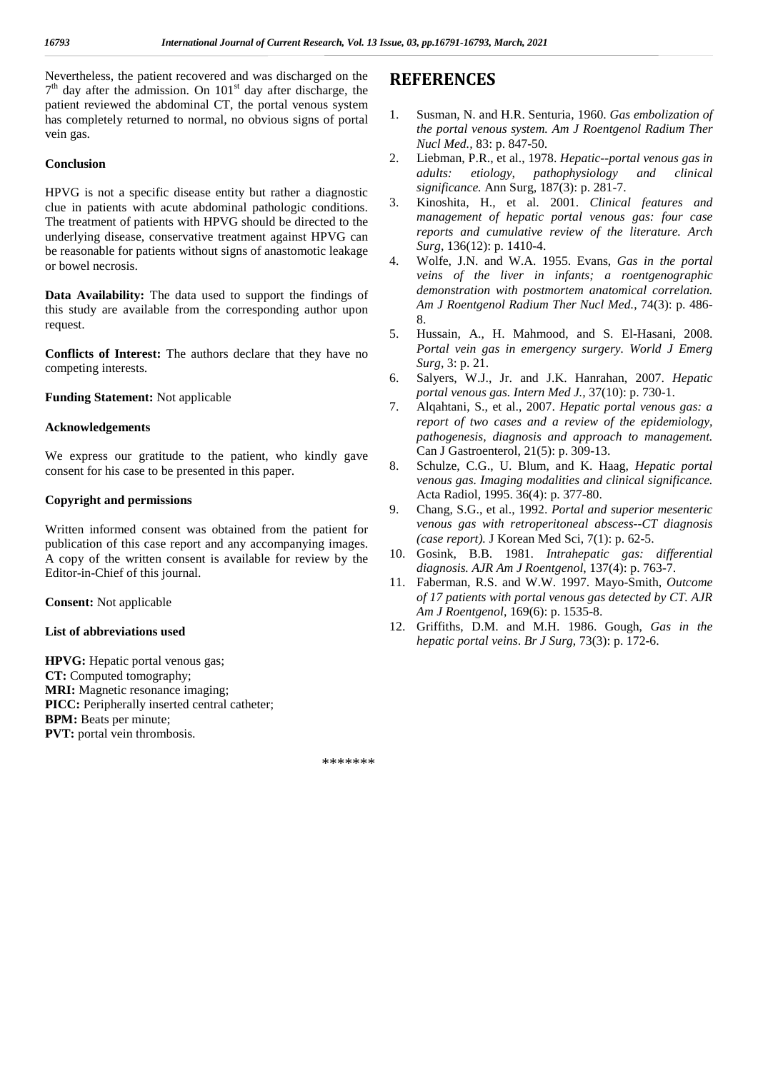Nevertheless, the patient recovered and was discharged on the $7^{th}$ day after the admission. On $101^{st}$ day after discharge, the patient reviewed the abdominal CT, the portal venous system has completely returned to normal, no obvious signs of portal vein gas.

### Conclusion

HPVG is not a specific disease entity but rather a diagnostic clue in patients with acute abdominal pathologic conditions. The treatment of patients with HPVG should be directed to the underlying disease, conservative treatment against HPVG can be reasonable for patients without signs of anastomotic leakage or bowel necrosis.

**Data Availability:** The data used to support the findings of this study are available from the corresponding author upon request.

**Conflicts of Interest:** The authors declare that they have no competing interests.

**Funding Statement:** Not applicable

### Acknowledgements

We express our gratitude to the patient, who kindly gave consent for his case to be presented in this paper.

### Copyright and permissions

Written informed consent was obtained from the patient for publication of this case report and any accompanying images. A copy of the written consent is available for review by the Editor-in-Chief of this journal.

**Consent:** Not applicable

### List of abbreviations used

**HPVG:** Hepatic portal venous gas;
**CT:** Computed tomography;
**MRI:** Magnetic resonance imaging;
**PICC:** Peripherally inserted central catheter;
**BPM:** Beats per minute;
**PVT:** portal vein thrombosis.

## REFERENCES

1. Susman, N. and H.R. Senturia, 1960. *Gas embolization of the portal venous system. Am J Roentgenol Radium Ther Nucl Med.*, 83: p. 847-50.
2. Liebman, P.R., et al., 1978. *Hepatic--portal venous gas in adults: etiology, pathophysiology and clinical significance.* Ann Surg, 187(3): p. 281-7.
3. Kinoshita, H., et al. 2001. *Clinical features and management of hepatic portal venous gas: four case reports and cumulative review of the literature. Arch Surg*, 136(12): p. 1410-4.
4. Wolfe, J.N. and W.A. 1955. Evans, *Gas in the portal veins of the liver in infants; a roentgenographic demonstration with postmortem anatomical correlation. Am J Roentgenol Radium Ther Nucl Med.*, 74(3): p. 486-8.
5. Hussain, A., H. Mahmood, and S. El-Hasani, 2008. *Portal vein gas in emergency surgery. World J Emerg Surg*, 3: p. 21.
6. Salyers, W.J., Jr. and J.K. Hanrahan, 2007. *Hepatic portal venous gas. Intern Med J.,* 37(10): p. 730-1.
7. Alqahtani, S., et al., 2007. *Hepatic portal venous gas: a report of two cases and a review of the epidemiology, pathogenesis, diagnosis and approach to management.* Can J Gastroenterol, 21(5): p. 309-13.
8. Schulze, C.G., U. Blum, and K. Haag, *Hepatic portal venous gas. Imaging modalities and clinical significance.* Acta Radiol, 1995. 36(4): p. 377-80.
9. Chang, S.G., et al., 1992. *Portal and superior mesenteric venous gas with retroperitoneal abscess--CT diagnosis (case report).* J Korean Med Sci, 7(1): p. 62-5.
10. Gosink, B.B. 1981. *Intrahepatic gas: differential diagnosis. AJR Am J Roentgenol*, 137(4): p. 763-7.
11. Faberman, R.S. and W.W. 1997. Mayo-Smith, *Outcome of 17 patients with portal venous gas detected by CT. AJR Am J Roentgenol*, 169(6): p. 1535-8.
12. Griffiths, D.M. and M.H. 1986. Gough, *Gas in the hepatic portal veins*. *Br J Surg*, 73(3): p. 172-6.

*******